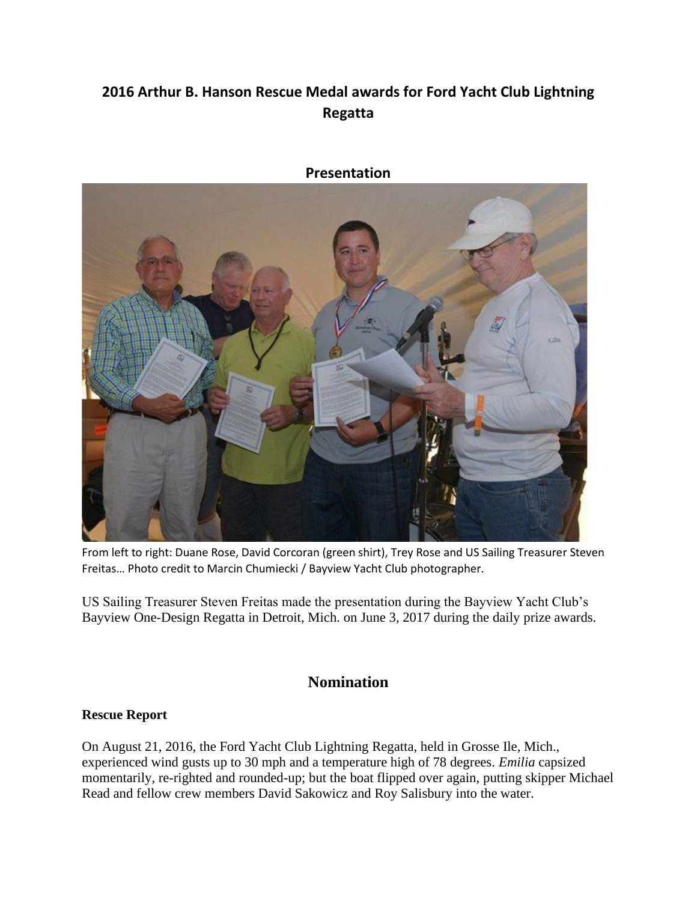# 2016 Arthur B. Hanson Rescue Medal awards for Ford Yacht Club Lightning Regatta

## Presentation

From left to right: Duane Rose, David Corcoran (green shirt), Trey Rose and US Sailing Treasurer Steven Freitas… Photo credit to Marcin Chumiecki / Bayview Yacht Club photographer.

US Sailing Treasurer Steven Freitas made the presentation during the Bayview Yacht Club's Bayview One-Design Regatta in Detroit, Mich. on June 3, 2017 during the daily prize awards.

## Nomination

**Rescue Report**

On August 21, 2016, the Ford Yacht Club Lightning Regatta, held in Grosse Ile, Mich., experienced wind gusts up to 30 mph and a temperature high of 78 degrees. *Emilia* capsized momentarily, re-righted and rounded-up; but the boat flipped over again, putting skipper Michael Read and fellow crew members David Sakowicz and Roy Salisbury into the water.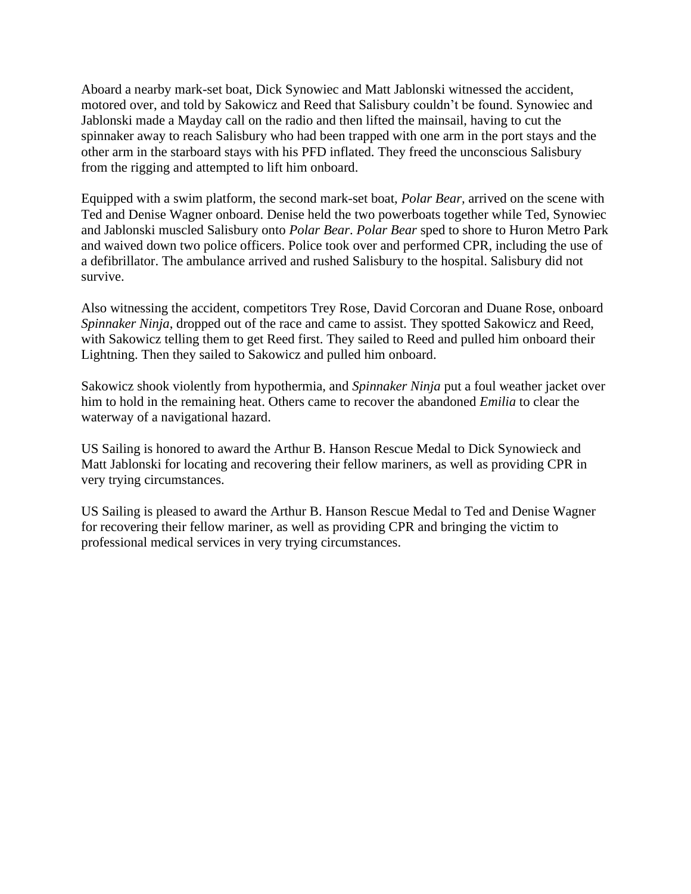Aboard a nearby mark-set boat, Dick Synowiec and Matt Jablonski witnessed the accident, motored over, and told by Sakowicz and Reed that Salisbury couldn't be found. Synowiec and Jablonski made a Mayday call on the radio and then lifted the mainsail, having to cut the spinnaker away to reach Salisbury who had been trapped with one arm in the port stays and the other arm in the starboard stays with his PFD inflated. They freed the unconscious Salisbury from the rigging and attempted to lift him onboard.

Equipped with a swim platform, the second mark-set boat, *Polar Bear*, arrived on the scene with Ted and Denise Wagner onboard. Denise held the two powerboats together while Ted, Synowiec and Jablonski muscled Salisbury onto *Polar Bear*. *Polar Bear* sped to shore to Huron Metro Park and waived down two police officers. Police took over and performed CPR, including the use of a defibrillator. The ambulance arrived and rushed Salisbury to the hospital. Salisbury did not survive.

Also witnessing the accident, competitors Trey Rose, David Corcoran and Duane Rose, onboard *Spinnaker Ninja*, dropped out of the race and came to assist. They spotted Sakowicz and Reed, with Sakowicz telling them to get Reed first. They sailed to Reed and pulled him onboard their Lightning. Then they sailed to Sakowicz and pulled him onboard.

Sakowicz shook violently from hypothermia, and *Spinnaker Ninja* put a foul weather jacket over him to hold in the remaining heat. Others came to recover the abandoned *Emilia* to clear the waterway of a navigational hazard.

US Sailing is honored to award the Arthur B. Hanson Rescue Medal to Dick Synowieck and Matt Jablonski for locating and recovering their fellow mariners, as well as providing CPR in very trying circumstances.

US Sailing is pleased to award the Arthur B. Hanson Rescue Medal to Ted and Denise Wagner for recovering their fellow mariner, as well as providing CPR and bringing the victim to professional medical services in very trying circumstances.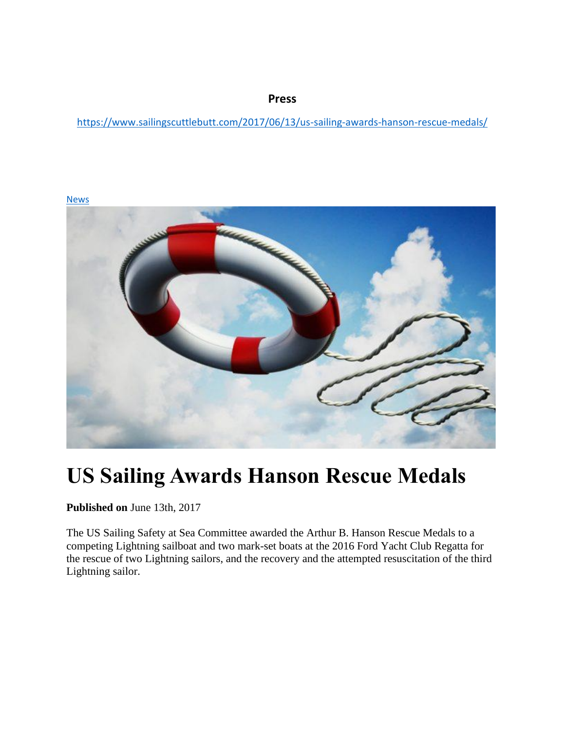**Press**

https://www.sailingscuttlebutt.com/2017/06/13/us-sailing-awards-hanson-rescue-medals/

News

# US Sailing Awards Hanson Rescue Medals

**Published on** June 13th, 2017

The US Sailing Safety at Sea Committee awarded the Arthur B. Hanson Rescue Medals to a competing Lightning sailboat and two mark-set boats at the 2016 Ford Yacht Club Regatta for the rescue of two Lightning sailors, and the recovery and the attempted resuscitation of the third Lightning sailor.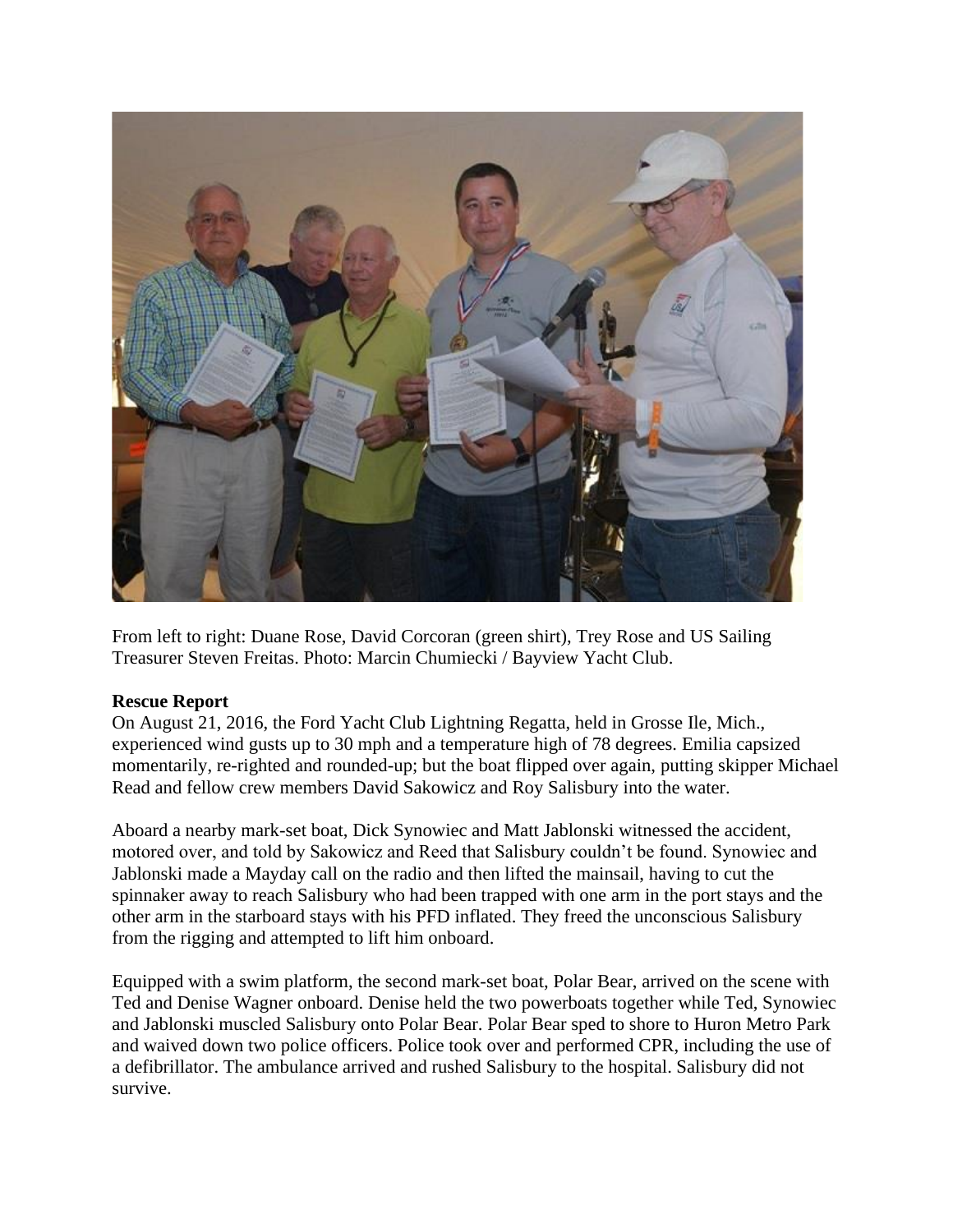From left to right: Duane Rose, David Corcoran (green shirt), Trey Rose and US Sailing Treasurer Steven Freitas. Photo: Marcin Chumiecki / Bayview Yacht Club.

**Rescue Report**

On August 21, 2016, the Ford Yacht Club Lightning Regatta, held in Grosse Ile, Mich., experienced wind gusts up to 30 mph and a temperature high of 78 degrees. Emilia capsized momentarily, re-righted and rounded-up; but the boat flipped over again, putting skipper Michael Read and fellow crew members David Sakowicz and Roy Salisbury into the water.

Aboard a nearby mark-set boat, Dick Synowiec and Matt Jablonski witnessed the accident, motored over, and told by Sakowicz and Reed that Salisbury couldn't be found. Synowiec and Jablonski made a Mayday call on the radio and then lifted the mainsail, having to cut the spinnaker away to reach Salisbury who had been trapped with one arm in the port stays and the other arm in the starboard stays with his PFD inflated. They freed the unconscious Salisbury from the rigging and attempted to lift him onboard.

Equipped with a swim platform, the second mark-set boat, Polar Bear, arrived on the scene with Ted and Denise Wagner onboard. Denise held the two powerboats together while Ted, Synowiec and Jablonski muscled Salisbury onto Polar Bear. Polar Bear sped to shore to Huron Metro Park and waived down two police officers. Police took over and performed CPR, including the use of a defibrillator. The ambulance arrived and rushed Salisbury to the hospital. Salisbury did not survive.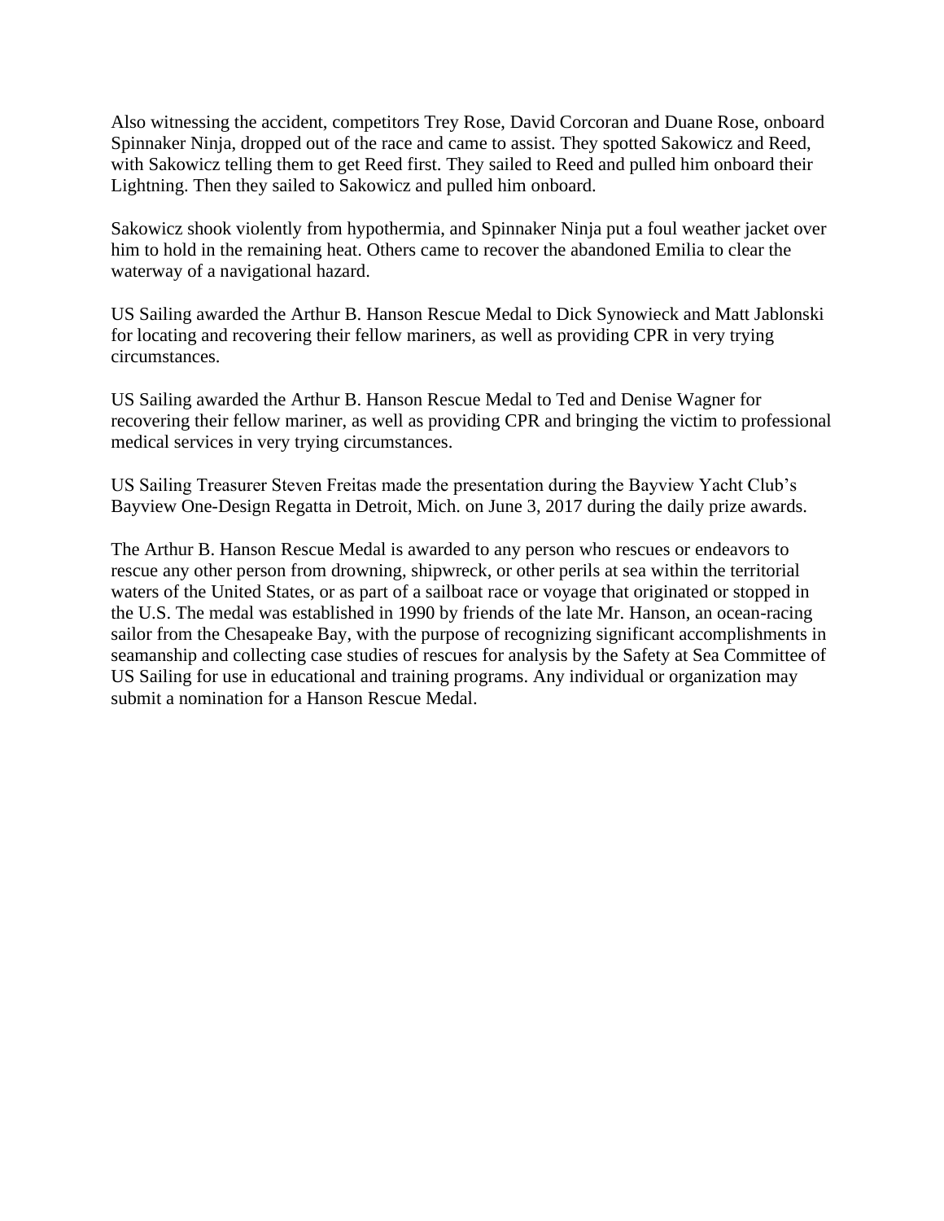Also witnessing the accident, competitors Trey Rose, David Corcoran and Duane Rose, onboard Spinnaker Ninja, dropped out of the race and came to assist. They spotted Sakowicz and Reed, with Sakowicz telling them to get Reed first. They sailed to Reed and pulled him onboard their Lightning. Then they sailed to Sakowicz and pulled him onboard.

Sakowicz shook violently from hypothermia, and Spinnaker Ninja put a foul weather jacket over him to hold in the remaining heat. Others came to recover the abandoned Emilia to clear the waterway of a navigational hazard.

US Sailing awarded the Arthur B. Hanson Rescue Medal to Dick Synowieck and Matt Jablonski for locating and recovering their fellow mariners, as well as providing CPR in very trying circumstances.

US Sailing awarded the Arthur B. Hanson Rescue Medal to Ted and Denise Wagner for recovering their fellow mariner, as well as providing CPR and bringing the victim to professional medical services in very trying circumstances.

US Sailing Treasurer Steven Freitas made the presentation during the Bayview Yacht Club's Bayview One-Design Regatta in Detroit, Mich. on June 3, 2017 during the daily prize awards.

The Arthur B. Hanson Rescue Medal is awarded to any person who rescues or endeavors to rescue any other person from drowning, shipwreck, or other perils at sea within the territorial waters of the United States, or as part of a sailboat race or voyage that originated or stopped in the U.S. The medal was established in 1990 by friends of the late Mr. Hanson, an ocean-racing sailor from the Chesapeake Bay, with the purpose of recognizing significant accomplishments in seamanship and collecting case studies of rescues for analysis by the Safety at Sea Committee of US Sailing for use in educational and training programs. Any individual or organization may submit a nomination for a Hanson Rescue Medal.